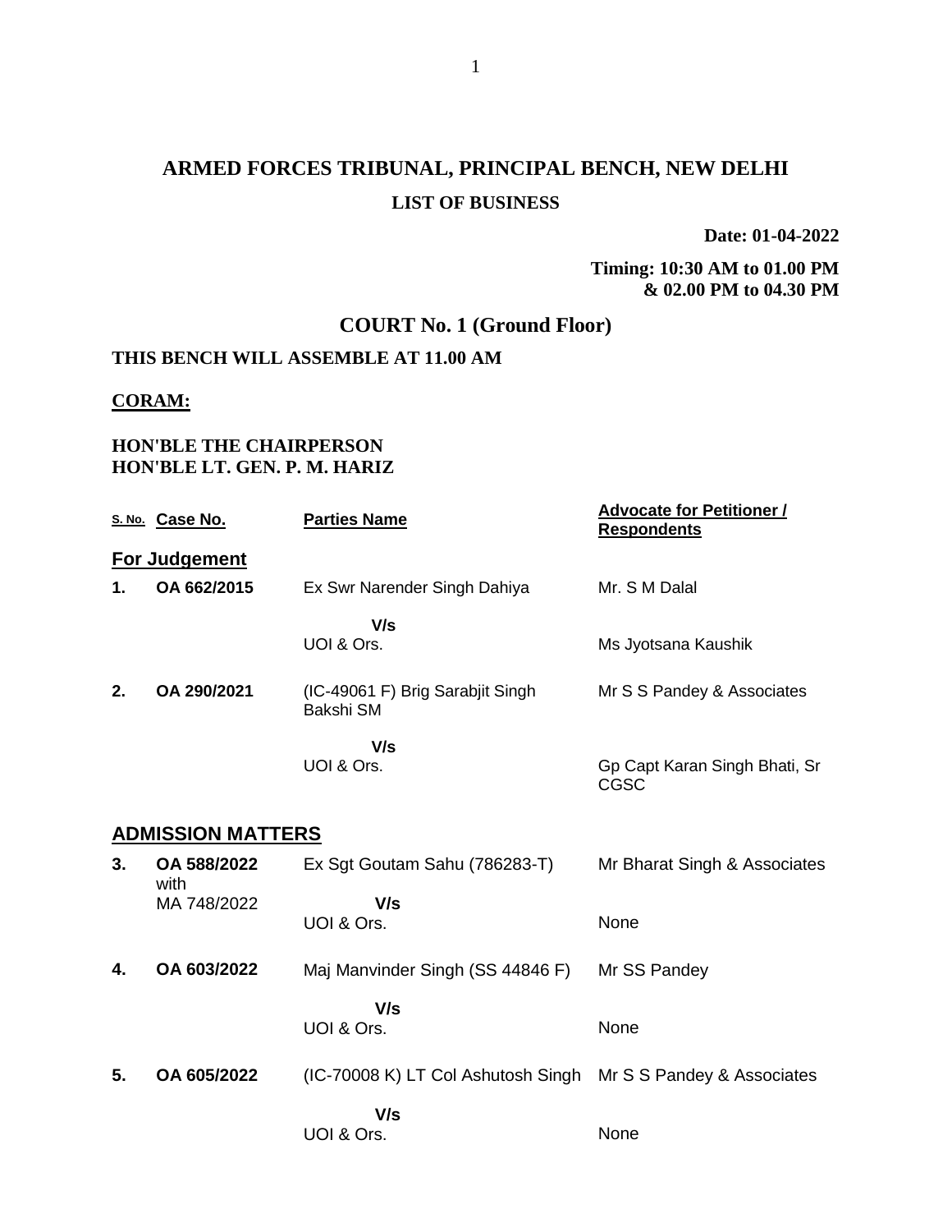# ARMED FORCES TRIBUNAL, PRINCIPAL BENCH, NEW DELHI

## LIST OF BUSINESS

**Date: 01-04-2022**

**Timing: 10:30 AM to 01.00 PM & 02.00 PM to 04.30 PM**

## COURT No. 1 (Ground Floor)

**THIS BENCH WILL ASSEMBLE AT 11.00 AM**

**CORAM:**

**HON'BLE THE CHAIRPERSON**
**HON'BLE LT. GEN. P. M. HARIZ**

| S. No. | Case No. | Parties Name | Advocate for Petitioner / Respondents |
|---|---|---|---|
| **For Judgement** | | | |
| **1.** | **OA 662/2015** | Ex Swr Narender Singh Dahiya | Mr. S M Dalal |
| | | **V/s** UOI & Ors. | Ms Jyotsana Kaushik |
| **2.** | **OA 290/2021** | (IC-49061 F) Brig Sarabjit Singh Bakshi SM | Mr S S Pandey & Associates |
| | | **V/s** UOI & Ors. | Gp Capt Karan Singh Bhati, Sr CGSC |
| **ADMISSION MATTERS** | | | |
| **3.** | **OA 588/2022** with MA 748/2022 | Ex Sgt Goutam Sahu (786283-T) | Mr Bharat Singh & Associates |
| | | **V/s** UOI & Ors. | None |
| **4.** | **OA 603/2022** | Maj Manvinder Singh (SS 44846 F) | Mr SS Pandey |
| | | **V/s** UOI & Ors. | None |
| **5.** | **OA 605/2022** | (IC-70008 K) LT Col Ashutosh Singh | Mr S S Pandey & Associates |
| | | **V/s** UOI & Ors. | None |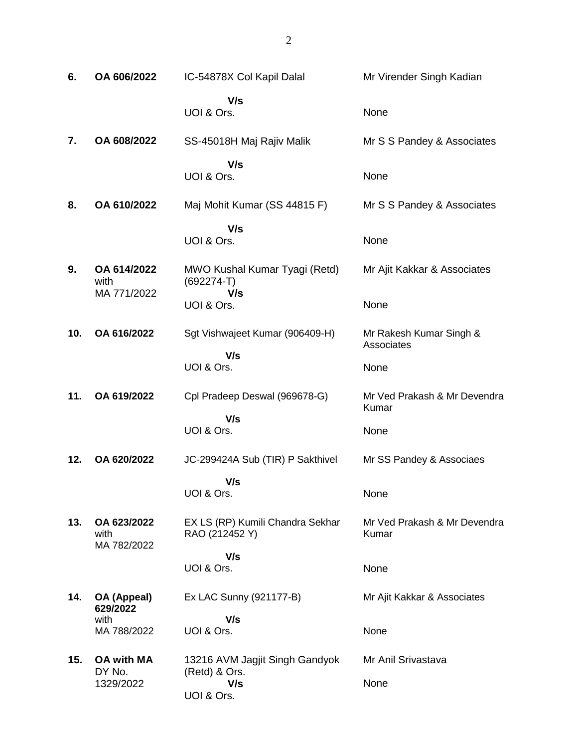| | | | |
|---|---|---|---|
| **6.** | **OA 606/2022** | IC-54878X Col Kapil Dalal<br>**V/s**<br>UOI & Ors. | Mr Virender Singh Kadian<br><br>None |
| **7.** | **OA 608/2022** | SS-45018H Maj Rajiv Malik<br>**V/s**<br>UOI & Ors. | Mr S S Pandey & Associates<br><br>None |
| **8.** | **OA 610/2022** | Maj Mohit Kumar (SS 44815 F)<br>**V/s**<br>UOI & Ors. | Mr S S Pandey & Associates<br><br>None |
| **9.** | **OA 614/2022** with MA 771/2022 | MWO Kushal Kumar Tyagi (Retd) (692274-T)<br>**V/s**<br>UOI & Ors. | Mr Ajit Kakkar & Associates<br><br>None |
| **10.** | **OA 616/2022** | Sgt Vishwajeet Kumar (906409-H)<br>**V/s**<br>UOI & Ors. | Mr Rakesh Kumar Singh & Associates<br><br>None |
| **11.** | **OA 619/2022** | Cpl Pradeep Deswal (969678-G)<br>**V/s**<br>UOI & Ors. | Mr Ved Prakash & Mr Devendra Kumar<br><br>None |
| **12.** | **OA 620/2022** | JC-299424A Sub (TIR) P Sakthivel<br>**V/s**<br>UOI & Ors. | Mr SS Pandey & Associaes<br><br>None |
| **13.** | **OA 623/2022** with MA 782/2022 | EX LS (RP) Kumili Chandra Sekhar RAO (212452 Y)<br>**V/s**<br>UOI & Ors. | Mr Ved Prakash & Mr Devendra Kumar<br><br>None |
| **14.** | **OA (Appeal) 629/2022** with MA 788/2022 | Ex LAC Sunny (921177-B)<br>**V/s**<br>UOI & Ors. | Mr Ajit Kakkar & Associates<br><br>None |
| **15.** | **OA with MA** DY No. 1329/2022 | 13216 AVM Jagjit Singh Gandyok (Retd) & Ors.<br>**V/s**<br>UOI & Ors. | Mr Anil Srivastava<br><br>None |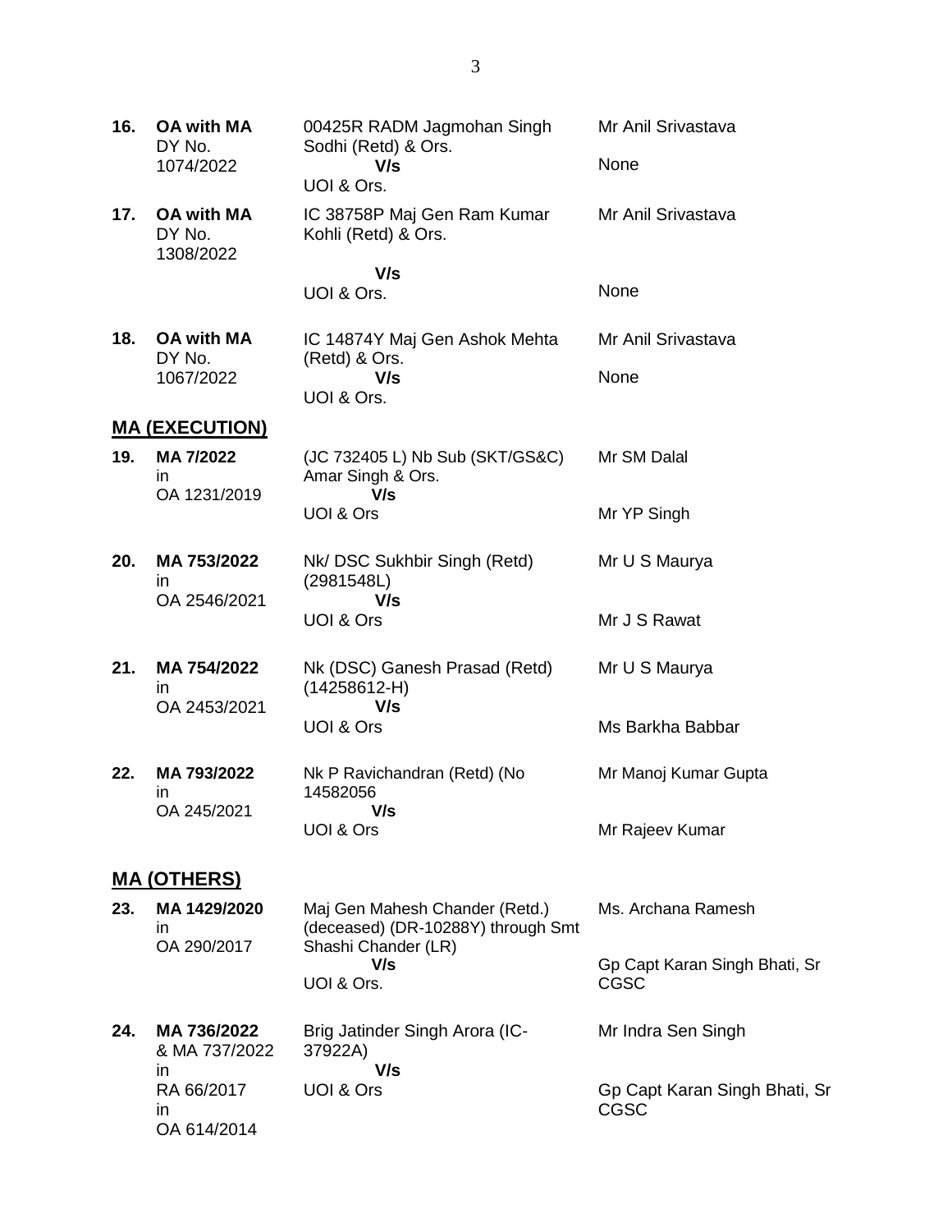| | | | |
|---|---|---|---|
| **16.** | **OA with MA** DY No. 1074/2022 | 00425R RADM Jagmohan Singh Sodhi (Retd) & Ors. **V/s** UOI & Ors. | Mr Anil Srivastava<br>None |
| **17.** | **OA with MA** DY No. 1308/2022 | IC 38758P Maj Gen Ram Kumar Kohli (Retd) & Ors. **V/s** UOI & Ors. | Mr Anil Srivastava<br>None |
| **18.** | **OA with MA** DY No. 1067/2022 | IC 14874Y Maj Gen Ashok Mehta (Retd) & Ors. **V/s** UOI & Ors. | Mr Anil Srivastava<br>None |

## MA (EXECUTION)

| | | | |
|---|---|---|---|
| **19.** | **MA 7/2022** in OA 1231/2019 | (JC 732405 L) Nb Sub (SKT/GS&C) Amar Singh & Ors. **V/s** UOI & Ors | Mr SM Dalal<br>Mr YP Singh |
| **20.** | **MA 753/2022** in OA 2546/2021 | Nk/ DSC Sukhbir Singh (Retd) (2981548L) **V/s** UOI & Ors | Mr U S Maurya<br>Mr J S Rawat |
| **21.** | **MA 754/2022** in OA 2453/2021 | Nk (DSC) Ganesh Prasad (Retd) (14258612-H) **V/s** UOI & Ors | Mr U S Maurya<br>Ms Barkha Babbar |
| **22.** | **MA 793/2022** in OA 245/2021 | Nk P Ravichandran (Retd) (No 14582056 **V/s** UOI & Ors | Mr Manoj Kumar Gupta<br>Mr Rajeev Kumar |

## MA (OTHERS)

| | | | |
|---|---|---|---|
| **23.** | **MA 1429/2020** in OA 290/2017 | Maj Gen Mahesh Chander (Retd.) (deceased) (DR-10288Y) through Smt Shashi Chander (LR) **V/s** UOI & Ors. | Ms. Archana Ramesh<br>Gp Capt Karan Singh Bhati, Sr CGSC |
| **24.** | **MA 736/2022** & MA 737/2022 in RA 66/2017 in OA 614/2014 | Brig Jatinder Singh Arora (IC-37922A) **V/s** UOI & Ors | Mr Indra Sen Singh<br>Gp Capt Karan Singh Bhati, Sr CGSC |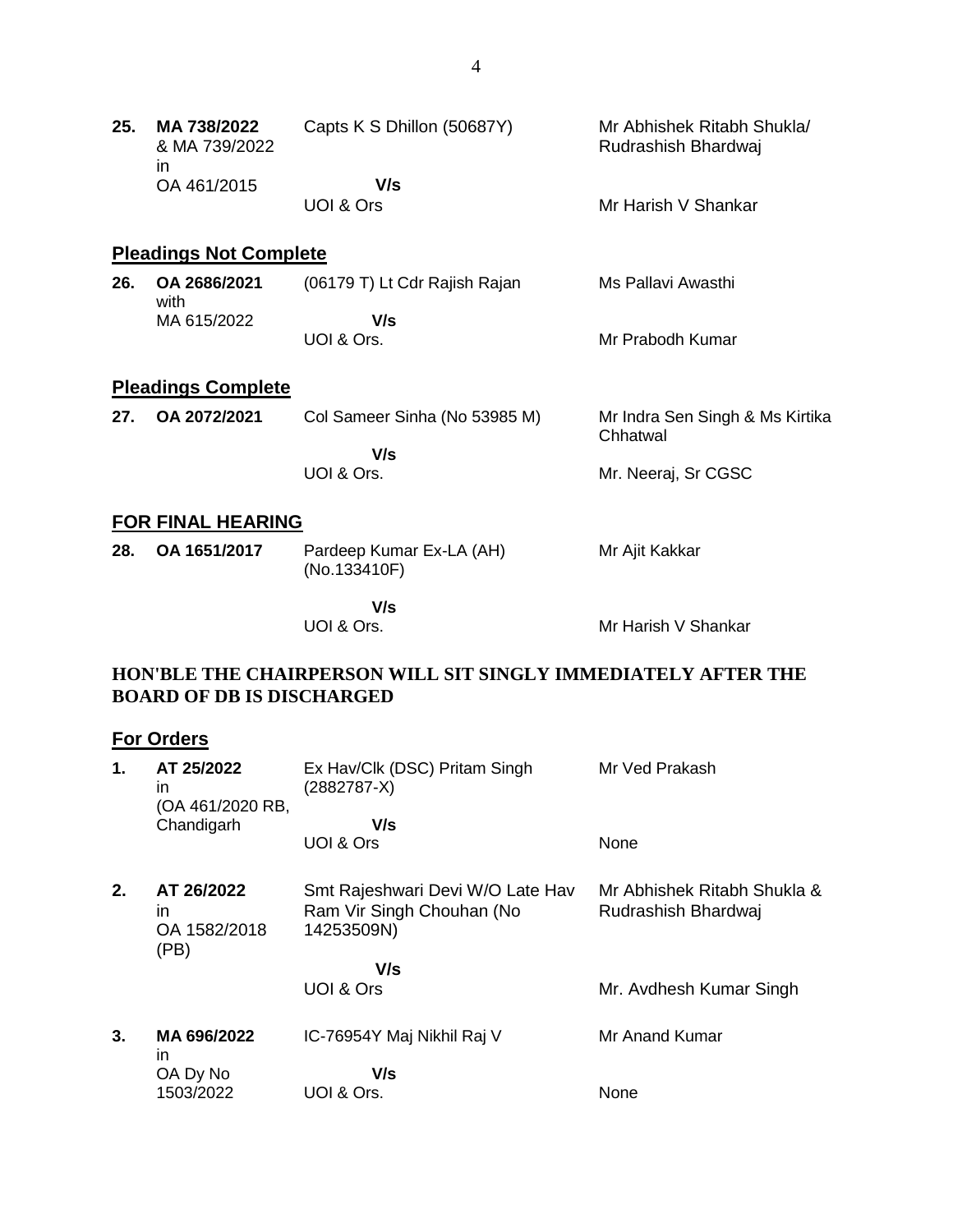| | | | |
|---|---|---|---|
| **25.** | **MA 738/2022** & MA 739/2022 in OA 461/2015 | Capts K S Dhillon (50687Y)<br>**V/s**<br>UOI & Ors | Mr Abhishek Ritabh Shukla/ Rudrashish Bhardwaj<br><br>Mr Harish V Shankar |

## **Pleadings Not Complete**

| | | | |
|---|---|---|---|
| **26.** | **OA 2686/2021** with MA 615/2022 | (06179 T) Lt Cdr Rajish Rajan<br>**V/s**<br>UOI & Ors. | Ms Pallavi Awasthi<br><br>Mr Prabodh Kumar |

## **Pleadings Complete**

| | | | |
|---|---|---|---|
| **27.** | **OA 2072/2021** | Col Sameer Sinha (No 53985 M)<br>**V/s**<br>UOI & Ors. | Mr Indra Sen Singh & Ms Kirtika Chhatwal<br><br>Mr. Neeraj, Sr CGSC |

## **FOR FINAL HEARING**

| | | | |
|---|---|---|---|
| **28.** | **OA 1651/2017** | Pardeep Kumar Ex-LA (AH) (No.133410F)<br>**V/s**<br>UOI & Ors. | Mr Ajit Kakkar<br><br>Mr Harish V Shankar |

**HON'BLE THE CHAIRPERSON WILL SIT SINGLY IMMEDIATELY AFTER THE BOARD OF DB IS DISCHARGED**

## **For Orders**

| | | | |
|---|---|---|---|
| **1.** | **AT 25/2022** in (OA 461/2020 RB, Chandigarh | Ex Hav/Clk (DSC) Pritam Singh (2882787-X)<br>**V/s**<br>UOI & Ors | Mr Ved Prakash<br><br>None |
| **2.** | **AT 26/2022** in OA 1582/2018 (PB) | Smt Rajeshwari Devi W/O Late Hav Ram Vir Singh Chouhan (No 14253509N)<br>**V/s**<br>UOI & Ors | Mr Abhishek Ritabh Shukla & Rudrashish Bhardwaj<br><br>Mr. Avdhesh Kumar Singh |
| **3.** | **MA 696/2022** in OA Dy No 1503/2022 | IC-76954Y Maj Nikhil Raj V<br>**V/s**<br>UOI & Ors. | Mr Anand Kumar<br><br>None |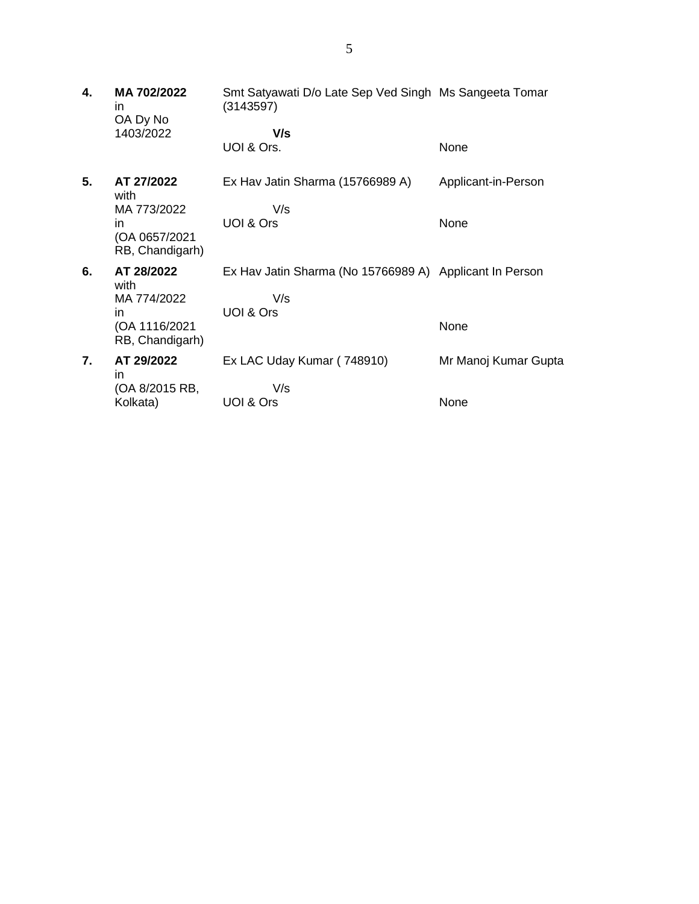| | | | |
|---|---|---|---|
| **4.** | **MA 702/2022** in OA Dy No 1403/2022 | Smt Satyawati D/o Late Sep Ved Singh (3143597)<br>**V/s**<br>UOI & Ors. | Ms Sangeeta Tomar<br><br>None |
| **5.** | **AT 27/2022** with MA 773/2022 in (OA 0657/2021 RB, Chandigarh) | Ex Hav Jatin Sharma (15766989 A)<br>V/s<br>UOI & Ors | Applicant-in-Person<br><br>None |
| **6.** | **AT 28/2022** with MA 774/2022 in (OA 1116/2021 RB, Chandigarh) | Ex Hav Jatin Sharma (No 15766989 A)<br>V/s<br>UOI & Ors | Applicant In Person<br><br>None |
| **7.** | **AT 29/2022** in (OA 8/2015 RB, Kolkata) | Ex LAC Uday Kumar ( 748910)<br>V/s<br>UOI & Ors | Mr Manoj Kumar Gupta<br><br>None |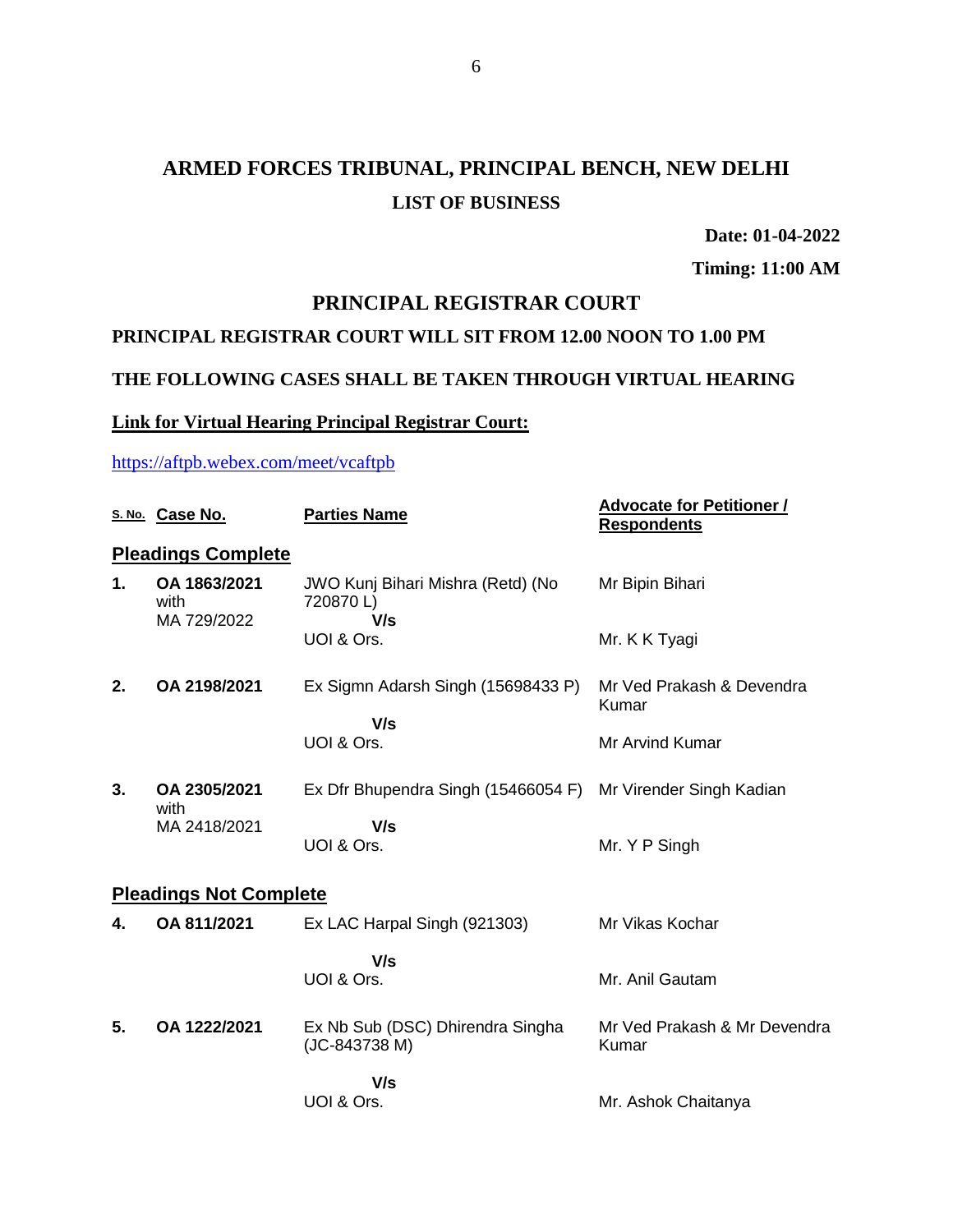# ARMED FORCES TRIBUNAL, PRINCIPAL BENCH, NEW DELHI

## LIST OF BUSINESS

**Date: 01-04-2022**

**Timing: 11:00 AM**

## PRINCIPAL REGISTRAR COURT

**PRINCIPAL REGISTRAR COURT WILL SIT FROM 12.00 NOON TO 1.00 PM**

**THE FOLLOWING CASES SHALL BE TAKEN THROUGH VIRTUAL HEARING**

**Link for Virtual Hearing Principal Registrar Court:**

https://aftpb.webex.com/meet/vcaftpb

| S. No. | Case No. | Parties Name | Advocate for Petitioner / Respondents |
|---|---|---|---|
| **Pleadings Complete** | | | |
| **1.** | **OA 1863/2021** with MA 729/2022 | JWO Kunj Bihari Mishra (Retd) (No 720870 L) **V/s** UOI & Ors. | Mr Bipin Bihari<br><br>Mr. K K Tyagi |
| **2.** | **OA 2198/2021** | Ex Sigmn Adarsh Singh (15698433 P) **V/s** UOI & Ors. | Mr Ved Prakash & Devendra Kumar<br><br>Mr Arvind Kumar |
| **3.** | **OA 2305/2021** with MA 2418/2021 | Ex Dfr Bhupendra Singh (15466054 F) **V/s** UOI & Ors. | Mr Virender Singh Kadian<br><br>Mr. Y P Singh |
| **Pleadings Not Complete** | | | |
| **4.** | **OA 811/2021** | Ex LAC Harpal Singh (921303) **V/s** UOI & Ors. | Mr Vikas Kochar<br><br>Mr. Anil Gautam |
| **5.** | **OA 1222/2021** | Ex Nb Sub (DSC) Dhirendra Singha (JC-843738 M) **V/s** UOI & Ors. | Mr Ved Prakash & Mr Devendra Kumar<br><br>Mr. Ashok Chaitanya |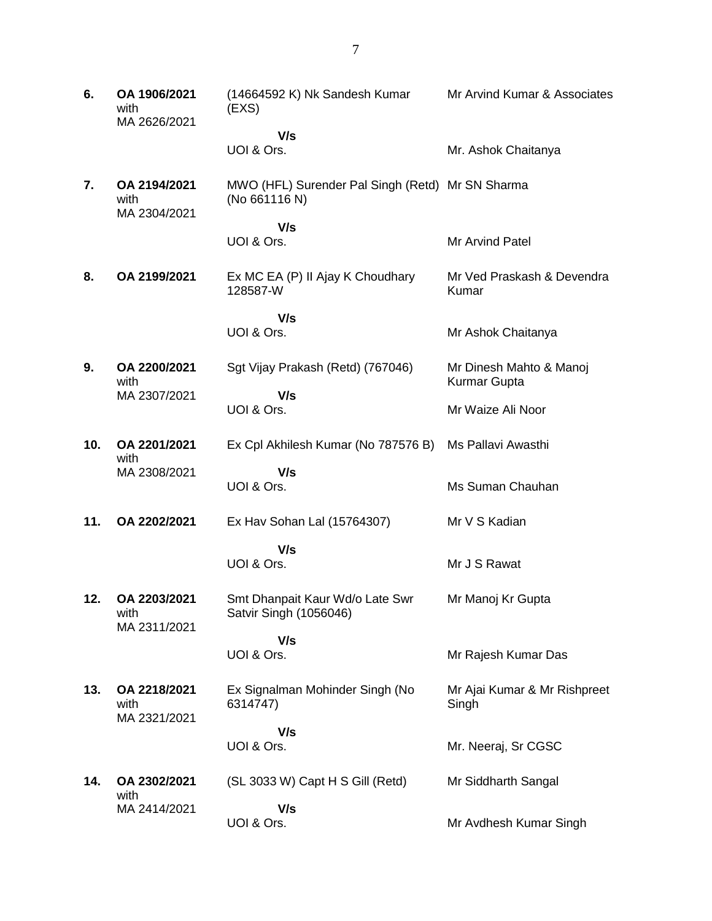| | | | |
|---|---|---|---|
| **6.** | **OA 1906/2021** with MA 2626/2021 | (14664592 K) Nk Sandesh Kumar (EXS)<br>**V/s**<br>UOI & Ors. | Mr Arvind Kumar & Associates<br><br>Mr. Ashok Chaitanya |
| **7.** | **OA 2194/2021** with MA 2304/2021 | MWO (HFL) Surender Pal Singh (Retd) (No 661116 N)<br>**V/s**<br>UOI & Ors. | Mr SN Sharma<br><br>Mr Arvind Patel |
| **8.** | **OA 2199/2021** | Ex MC EA (P) II Ajay K Choudhary 128587-W<br>**V/s**<br>UOI & Ors. | Mr Ved Praskash & Devendra Kumar<br><br>Mr Ashok Chaitanya |
| **9.** | **OA 2200/2021** with MA 2307/2021 | Sgt Vijay Prakash (Retd) (767046)<br>**V/s**<br>UOI & Ors. | Mr Dinesh Mahto & Manoj Kurmar Gupta<br><br>Mr Waize Ali Noor |
| **10.** | **OA 2201/2021** with MA 2308/2021 | Ex Cpl Akhilesh Kumar (No 787576 B)<br>**V/s**<br>UOI & Ors. | Ms Pallavi Awasthi<br><br>Ms Suman Chauhan |
| **11.** | **OA 2202/2021** | Ex Hav Sohan Lal (15764307)<br>**V/s**<br>UOI & Ors. | Mr V S Kadian<br><br>Mr J S Rawat |
| **12.** | **OA 2203/2021** with MA 2311/2021 | Smt Dhanpait Kaur Wd/o Late Swr Satvir Singh (1056046)<br>**V/s**<br>UOI & Ors. | Mr Manoj Kr Gupta<br><br>Mr Rajesh Kumar Das |
| **13.** | **OA 2218/2021** with MA 2321/2021 | Ex Signalman Mohinder Singh (No 6314747)<br>**V/s**<br>UOI & Ors. | Mr Ajai Kumar & Mr Rishpreet Singh<br><br>Mr. Neeraj, Sr CGSC |
| **14.** | **OA 2302/2021** with MA 2414/2021 | (SL 3033 W) Capt H S Gill (Retd)<br>**V/s**<br>UOI & Ors. | Mr Siddharth Sangal<br><br>Mr Avdhesh Kumar Singh |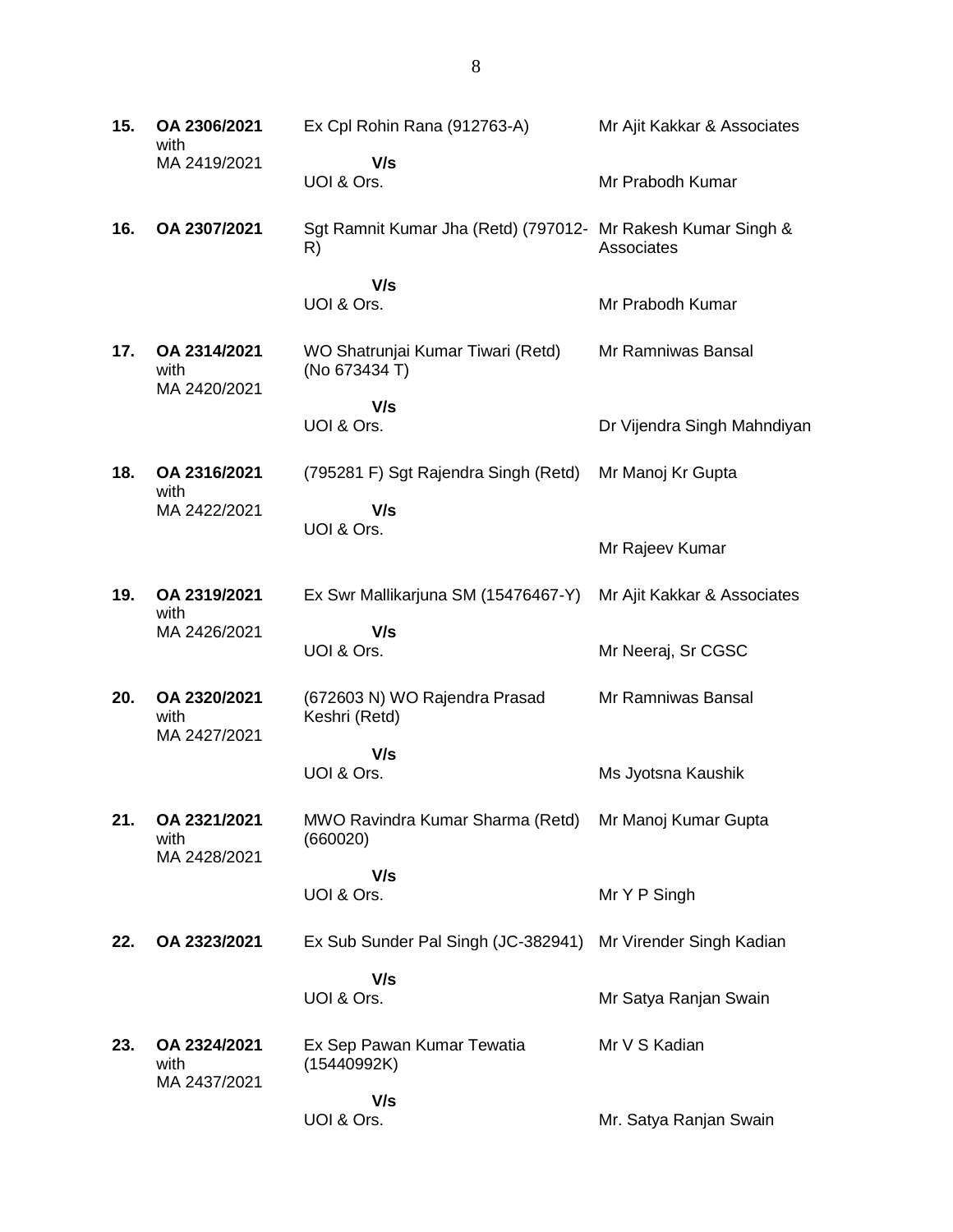| | | | |
|---|---|---|---|
| **15.** | **OA 2306/2021** with MA 2419/2021 | Ex Cpl Rohin Rana (912763-A) **V/s** UOI & Ors. | Mr Ajit Kakkar & Associates<br><br>Mr Prabodh Kumar |
| **16.** | **OA 2307/2021** | Sgt Ramnit Kumar Jha (Retd) (797012-R) **V/s** UOI & Ors. | Mr Rakesh Kumar Singh & Associates<br><br>Mr Prabodh Kumar |
| **17.** | **OA 2314/2021** with MA 2420/2021 | WO Shatrunjai Kumar Tiwari (Retd) (No 673434 T) **V/s** UOI & Ors. | Mr Ramniwas Bansal<br><br>Dr Vijendra Singh Mahndiyan |
| **18.** | **OA 2316/2021** with MA 2422/2021 | (795281 F) Sgt Rajendra Singh (Retd) **V/s** UOI & Ors. | Mr Manoj Kr Gupta<br><br>Mr Rajeev Kumar |
| **19.** | **OA 2319/2021** with MA 2426/2021 | Ex Swr Mallikarjuna SM (15476467-Y) **V/s** UOI & Ors. | Mr Ajit Kakkar & Associates<br><br>Mr Neeraj, Sr CGSC |
| **20.** | **OA 2320/2021** with MA 2427/2021 | (672603 N) WO Rajendra Prasad Keshri (Retd) **V/s** UOI & Ors. | Mr Ramniwas Bansal<br><br>Ms Jyotsna Kaushik |
| **21.** | **OA 2321/2021** with MA 2428/2021 | MWO Ravindra Kumar Sharma (Retd) (660020) **V/s** UOI & Ors. | Mr Manoj Kumar Gupta<br><br>Mr Y P Singh |
| **22.** | **OA 2323/2021** | Ex Sub Sunder Pal Singh (JC-382941) **V/s** UOI & Ors. | Mr Virender Singh Kadian<br><br>Mr Satya Ranjan Swain |
| **23.** | **OA 2324/2021** with MA 2437/2021 | Ex Sep Pawan Kumar Tewatia (15440992K) **V/s** UOI & Ors. | Mr V S Kadian<br><br>Mr. Satya Ranjan Swain |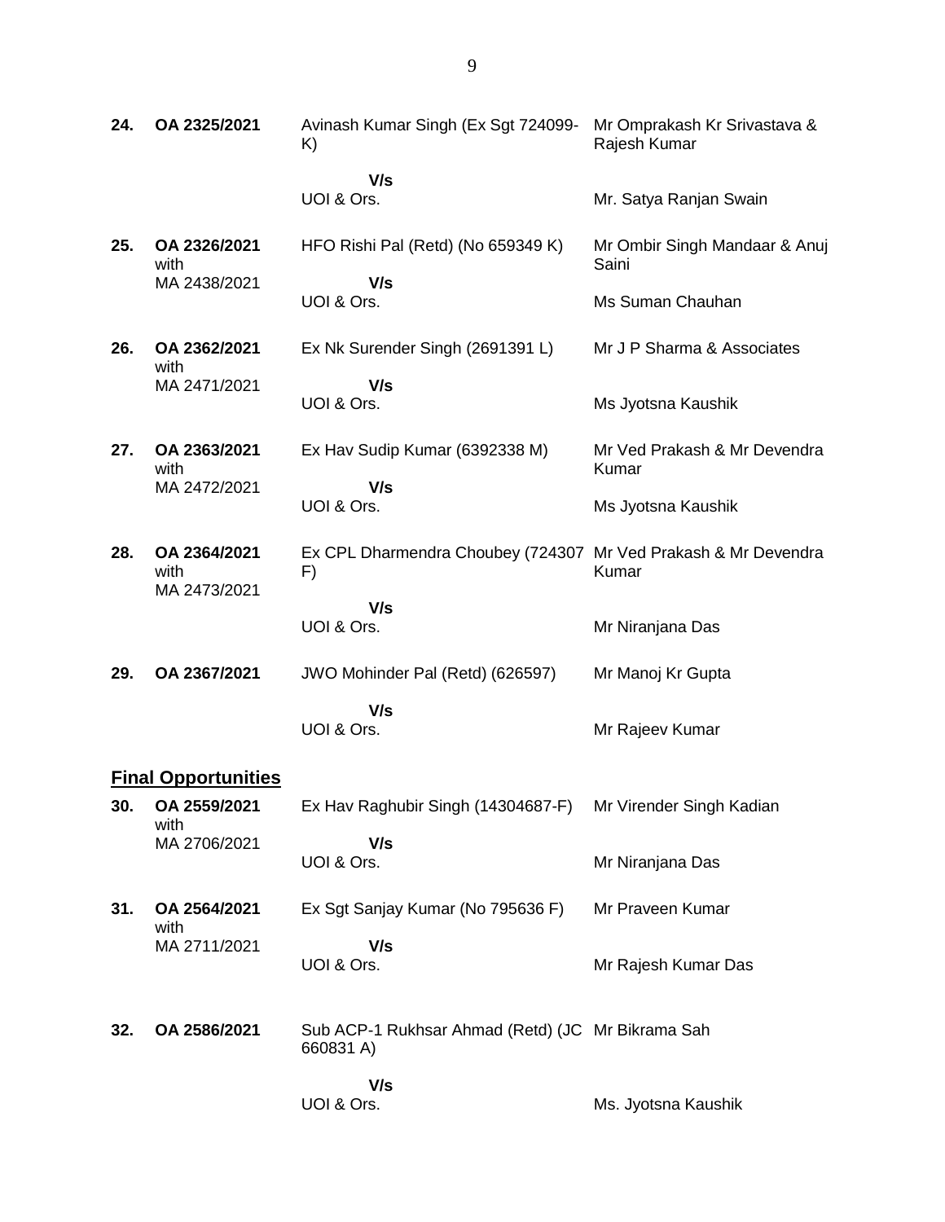| | | | |
|---|---|---|---|
| **24.** | **OA 2325/2021** | Avinash Kumar Singh (Ex Sgt 724099-K) | Mr Omprakash Kr Srivastava & Rajesh Kumar |
| | | **V/s** | |
| | | UOI & Ors. | Mr. Satya Ranjan Swain |
| **25.** | **OA 2326/2021** with MA 2438/2021 | HFO Rishi Pal (Retd) (No 659349 K) | Mr Ombir Singh Mandaar & Anuj Saini |
| | | **V/s** | |
| | | UOI & Ors. | Ms Suman Chauhan |
| **26.** | **OA 2362/2021** with MA 2471/2021 | Ex Nk Surender Singh (2691391 L) | Mr J P Sharma & Associates |
| | | **V/s** | |
| | | UOI & Ors. | Ms Jyotsna Kaushik |
| **27.** | **OA 2363/2021** with MA 2472/2021 | Ex Hav Sudip Kumar (6392338 M) | Mr Ved Prakash & Mr Devendra Kumar |
| | | **V/s** | |
| | | UOI & Ors. | Ms Jyotsna Kaushik |
| **28.** | **OA 2364/2021** with MA 2473/2021 | Ex CPL Dharmendra Choubey (724307 F) | Mr Ved Prakash & Mr Devendra Kumar |
| | | **V/s** | |
| | | UOI & Ors. | Mr Niranjana Das |
| **29.** | **OA 2367/2021** | JWO Mohinder Pal (Retd) (626597) | Mr Manoj Kr Gupta |
| | | **V/s** | |
| | | UOI & Ors. | Mr Rajeev Kumar |

## **Final Opportunities**

| | | | |
|---|---|---|---|
| **30.** | **OA 2559/2021** with MA 2706/2021 | Ex Hav Raghubir Singh (14304687-F) | Mr Virender Singh Kadian |
| | | **V/s** | |
| | | UOI & Ors. | Mr Niranjana Das |
| **31.** | **OA 2564/2021** with MA 2711/2021 | Ex Sgt Sanjay Kumar (No 795636 F) | Mr Praveen Kumar |
| | | **V/s** | |
| | | UOI & Ors. | Mr Rajesh Kumar Das |
| **32.** | **OA 2586/2021** | Sub ACP-1 Rukhsar Ahmad (Retd) (JC 660831 A) | Mr Bikrama Sah |
| | | **V/s** | |
| | | UOI & Ors. | Ms. Jyotsna Kaushik |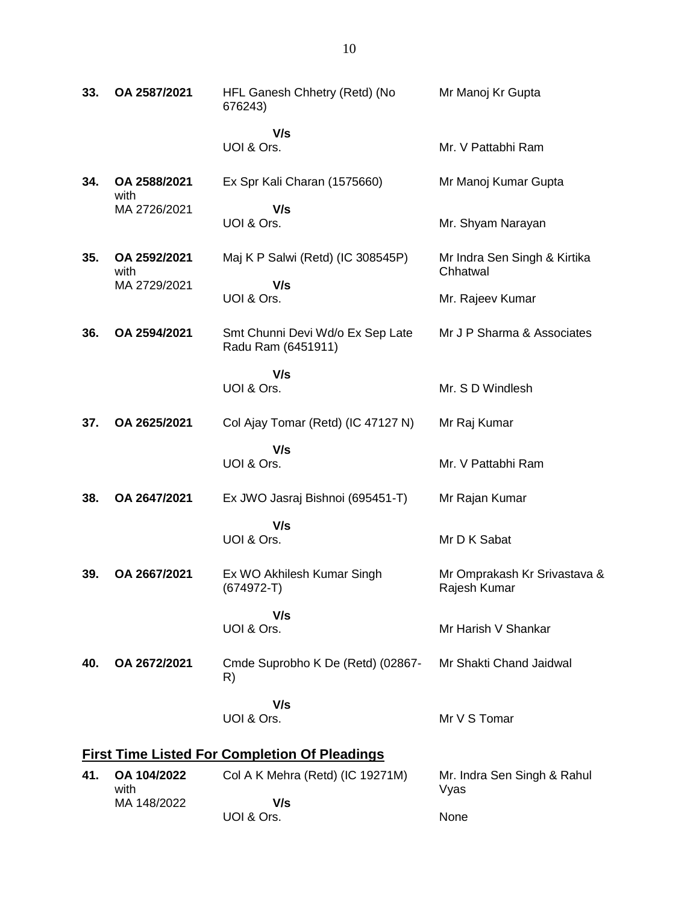| | | | |
|---|---|---|---|
| **33.** | **OA 2587/2021** | HFL Ganesh Chhetry (Retd) (No 676243)<br><br>**V/s**<br>UOI & Ors. | Mr Manoj Kr Gupta<br><br>Mr. V Pattabhi Ram |
| **34.** | **OA 2588/2021** with MA 2726/2021 | Ex Spr Kali Charan (1575660)<br><br>**V/s**<br>UOI & Ors. | Mr Manoj Kumar Gupta<br><br>Mr. Shyam Narayan |
| **35.** | **OA 2592/2021** with MA 2729/2021 | Maj K P Salwi (Retd) (IC 308545P)<br><br>**V/s**<br>UOI & Ors. | Mr Indra Sen Singh & Kirtika Chhatwal<br><br>Mr. Rajeev Kumar |
| **36.** | **OA 2594/2021** | Smt Chunni Devi Wd/o Ex Sep Late Radu Ram (6451911)<br><br>**V/s**<br>UOI & Ors. | Mr J P Sharma & Associates<br><br>Mr. S D Windlesh |
| **37.** | **OA 2625/2021** | Col Ajay Tomar (Retd) (IC 47127 N)<br><br>**V/s**<br>UOI & Ors. | Mr Raj Kumar<br><br>Mr. V Pattabhi Ram |
| **38.** | **OA 2647/2021** | Ex JWO Jasraj Bishnoi (695451-T)<br><br>**V/s**<br>UOI & Ors. | Mr Rajan Kumar<br><br>Mr D K Sabat |
| **39.** | **OA 2667/2021** | Ex WO Akhilesh Kumar Singh (674972-T)<br><br>**V/s**<br>UOI & Ors. | Mr Omprakash Kr Srivastava & Rajesh Kumar<br><br>Mr Harish V Shankar |
| **40.** | **OA 2672/2021** | Cmde Suprobho K De (Retd) (02867-R)<br><br>**V/s**<br>UOI & Ors. | Mr Shakti Chand Jaidwal<br><br>Mr V S Tomar |

## **First Time Listed For Completion Of Pleadings**

| | | | |
|---|---|---|---|
| **41.** | **OA 104/2022** with MA 148/2022 | Col A K Mehra (Retd) (IC 19271M)<br><br>**V/s**<br>UOI & Ors. | Mr. Indra Sen Singh & Rahul Vyas<br><br>None |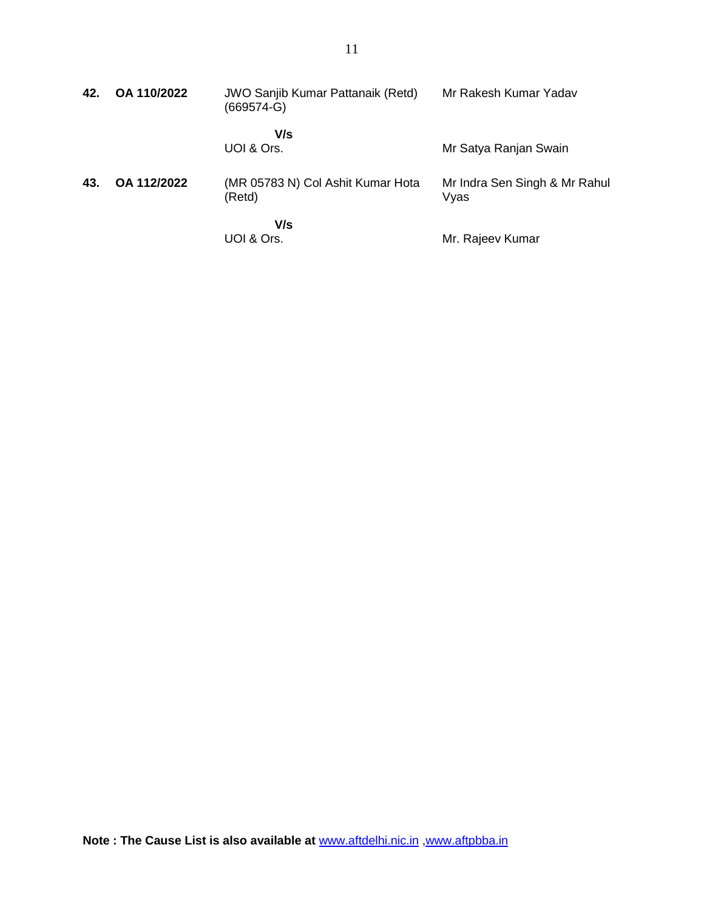| | | | |
|---|---|---|---|
| **42.** | **OA 110/2022** | JWO Sanjib Kumar Pattanaik (Retd) (669574-G)<br><br>**V/s**<br>UOI & Ors. | Mr Rakesh Kumar Yadav<br><br><br>Mr Satya Ranjan Swain |
| **43.** | **OA 112/2022** | (MR 05783 N) Col Ashit Kumar Hota (Retd)<br><br>**V/s**<br>UOI & Ors. | Mr Indra Sen Singh & Mr Rahul Vyas<br><br><br>Mr. Rajeev Kumar |

**Note : The Cause List is also available at** www.aftdelhi.nic.in ,www.aftpbba.in